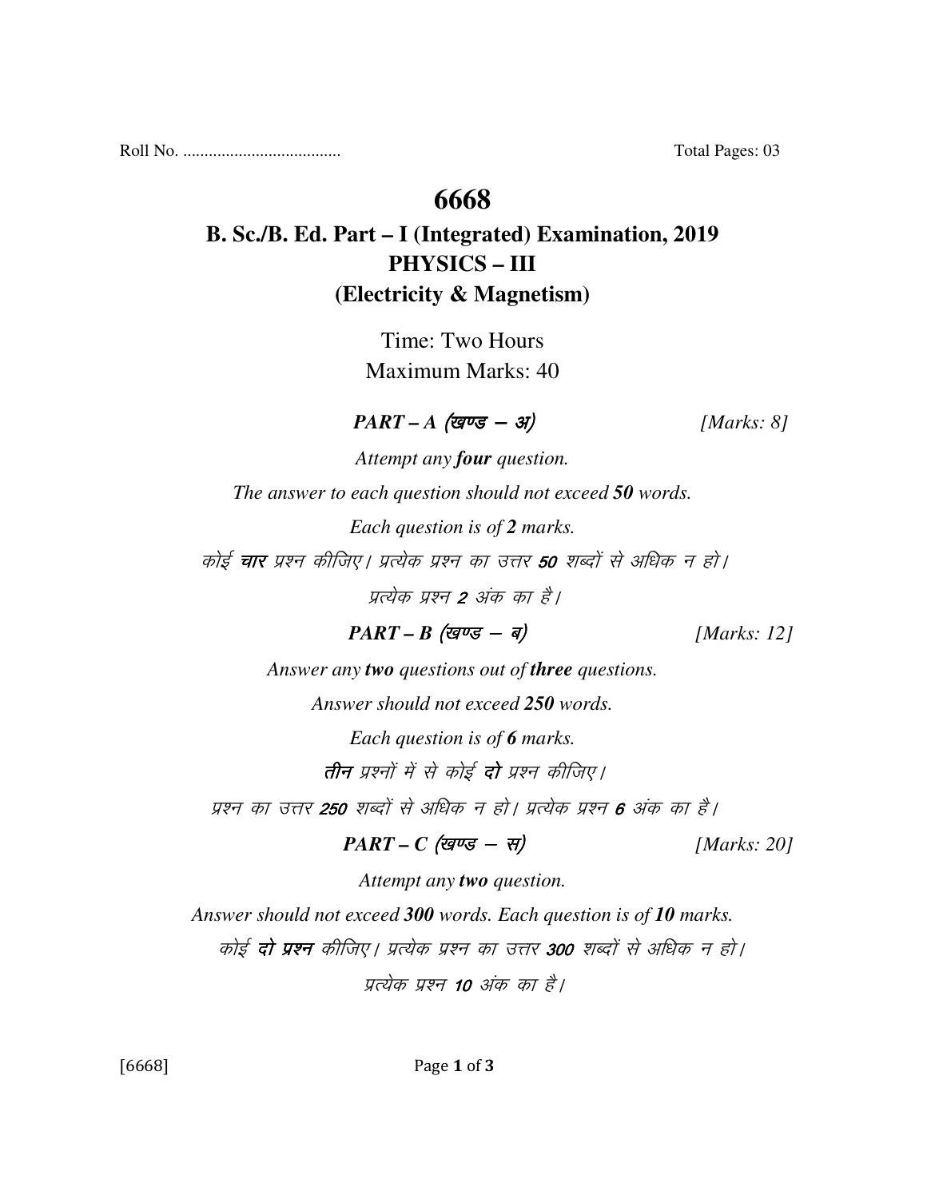Roll No. .................................... Total Pages: 03

# 6668

## B. Sc./B. Ed. Part – I (Integrated) Examination, 2019
## PHYSICS – III
## (Electricity & Magnetism)

Time: Two Hours

Maximum Marks: 40

***PART – A (खण्ड – अ)*** *[Marks: 8]*

*Attempt any **four** question.*

*The answer to each question should not exceed **50** words.*

*Each question is of **2** marks.*

*कोई **चार** प्रश्न कीजिए। प्रत्येक प्रश्न का उत्तर **50** शब्दों से अधिक न हो।*

*प्रत्येक प्रश्न **2** अंक का है।*

***PART – B (खण्ड – ब)*** *[Marks: 12]*

*Answer any **two** questions out of **three** questions.*

*Answer should not exceed **250** words.*

*Each question is of **6** marks.*

***तीन** प्रश्नों में से कोई **दो** प्रश्न कीजिए।*

*प्रश्न का उत्तर **250** शब्दों से अधिक न हो। प्रत्येक प्रश्न **6** अंक का है।*

***PART – C (खण्ड – स)*** *[Marks: 20]*

*Attempt any **two** question.*

*Answer should not exceed **300** words. Each question is of **10** marks.*

*कोई **दो प्रश्न** कीजिए। प्रत्येक प्रश्न का उत्तर **300** शब्दों से अधिक न हो।*

*प्रत्येक प्रश्न **10** अंक का है।*

[6668]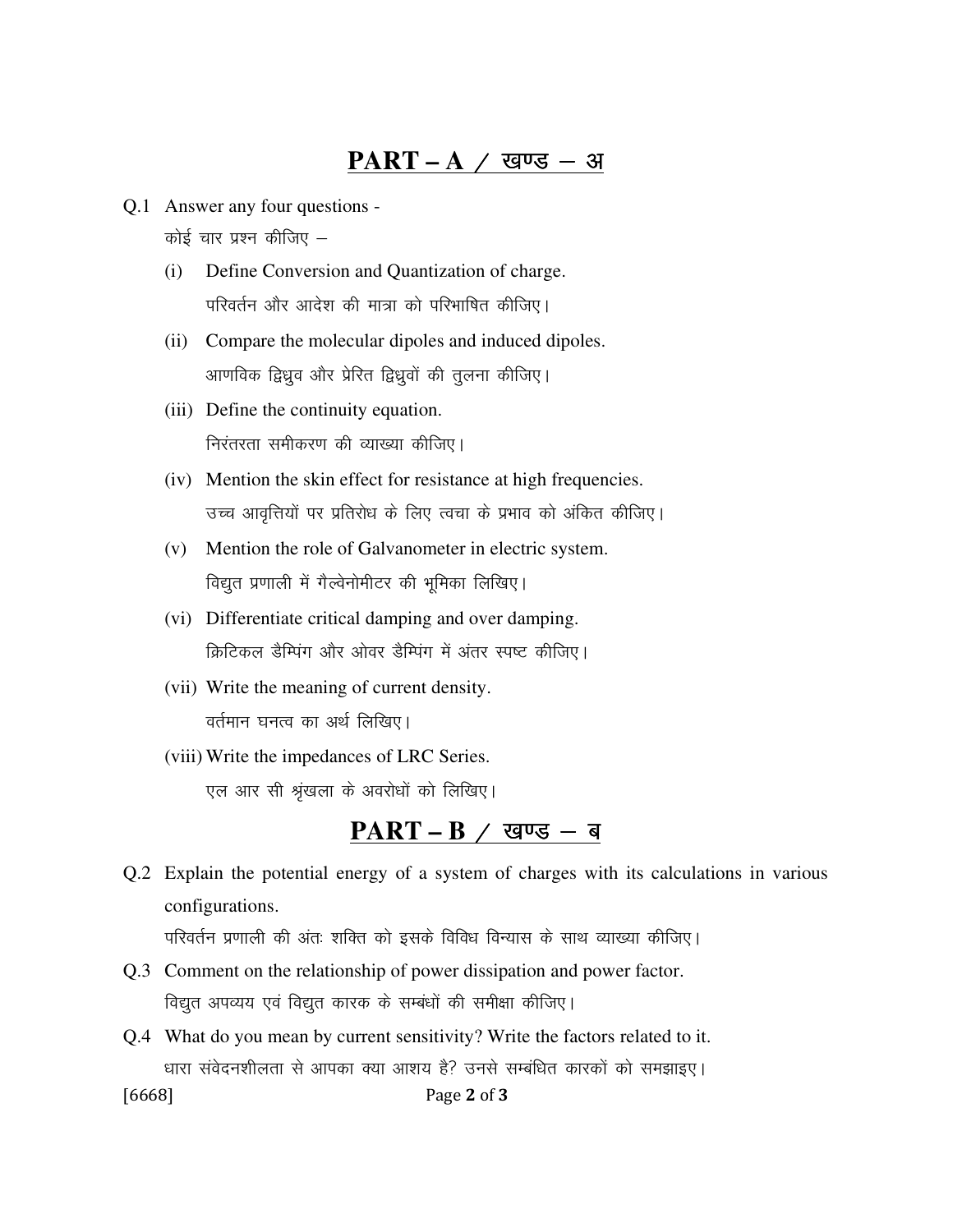## PART – A / खण्ड – अ

Q.1 Answer any four questions -

कोई चार प्रश्न कीजिए –

(i) Define Conversion and Quantization of charge.

परिवर्तन और आदेश की मात्रा को परिभाषित कीजिए।

(ii) Compare the molecular dipoles and induced dipoles.

आणविक द्विध्रुव और प्रेरित द्विध्रुवों की तुलना कीजिए।

(iii) Define the continuity equation.

निरंतरता समीकरण की व्याख्या कीजिए।

(iv) Mention the skin effect for resistance at high frequencies.

उच्च आवृत्तियों पर प्रतिरोध के लिए त्वचा के प्रभाव को अंकित कीजिए।

(v) Mention the role of Galvanometer in electric system.

विद्युत प्रणाली में गैल्वेनोमीटर की भूमिका लिखिए।

(vi) Differentiate critical damping and over damping.

क्रिटिकल डैम्पिंग और ओवर डैम्पिंग में अंतर स्पष्ट कीजिए।

(vii) Write the meaning of current density.

वर्तमान घनत्व का अर्थ लिखिए।

(viii) Write the impedances of LRC Series.

एल आर सी श्रृंखला के अवरोधों को लिखिए।

## PART – B / खण्ड – ब

Q.2 Explain the potential energy of a system of charges with its calculations in various configurations.

परिवर्तन प्रणाली की अंतः शक्ति को इसके विविध विन्यास के साथ व्याख्या कीजिए।

Q.3 Comment on the relationship of power dissipation and power factor.

विद्युत अपव्यय एवं विद्युत कारक के सम्बंधों की समीक्षा कीजिए।

Q.4 What do you mean by current sensitivity? Write the factors related to it.

धारा संवेदनशीलता से आपका क्या आशय है? उनसे सम्बंधित कारकों को समझाइए।

[6668]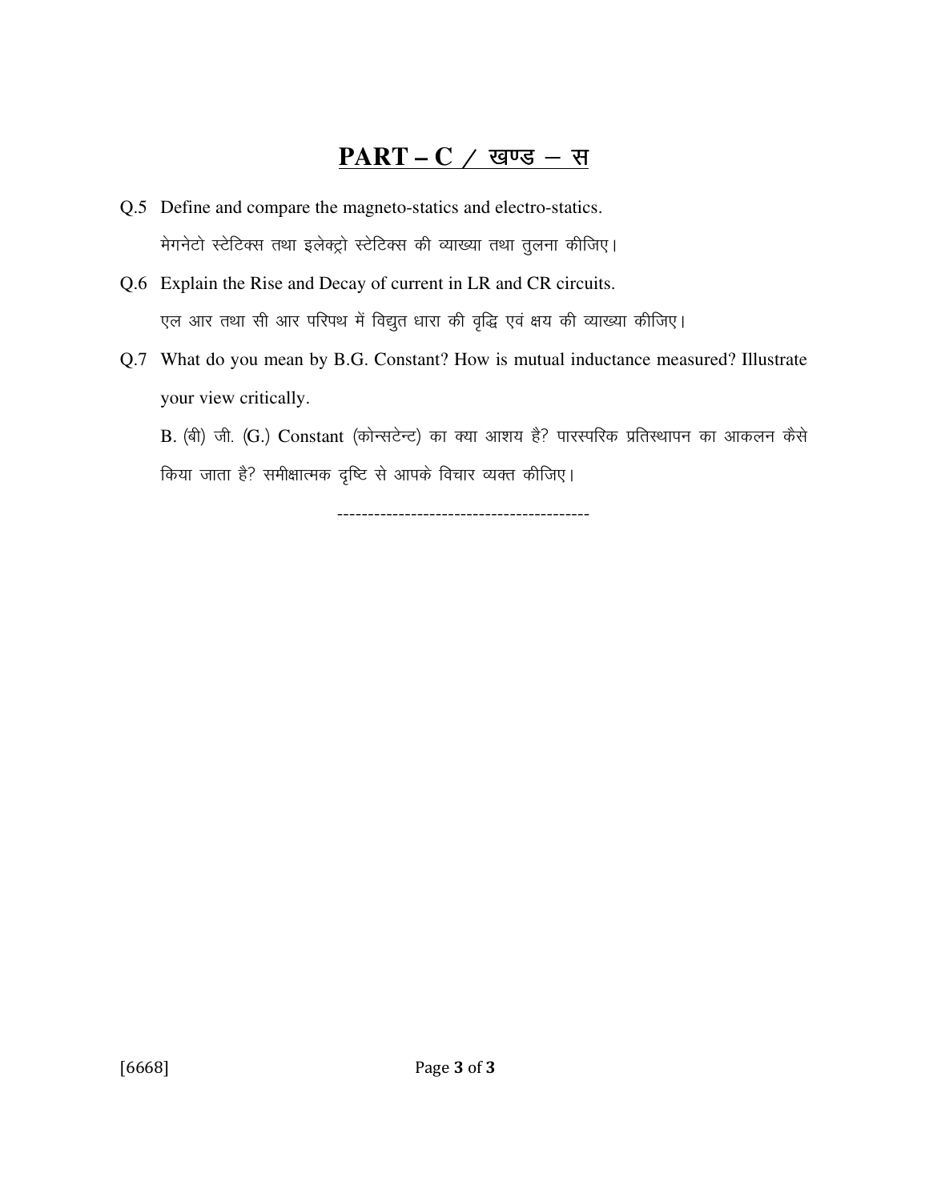## PART – C / खण्ड – स

Q.5 Define and compare the magneto-statics and electro-statics.

मेगनेटो स्टेटिक्स तथा इलेक्ट्रो स्टेटिक्स की व्याख्या तथा तुलना कीजिए।

Q.6 Explain the Rise and Decay of current in LR and CR circuits.

एल आर तथा सी आर परिपथ में विद्युत धारा की वृद्धि एवं क्षय की व्याख्या कीजिए।

Q.7 What do you mean by B.G. Constant? How is mutual inductance measured? Illustrate your view critically.

B. (बी) जी. (G.) Constant (कोन्सटेन्ट) का क्या आशय है? पारस्परिक प्रतिस्थापन का आकलन कैसे किया जाता है? समीक्षात्मक दृष्टि से आपके विचार व्यक्त कीजिए।

-----------------------------------------

[6668]